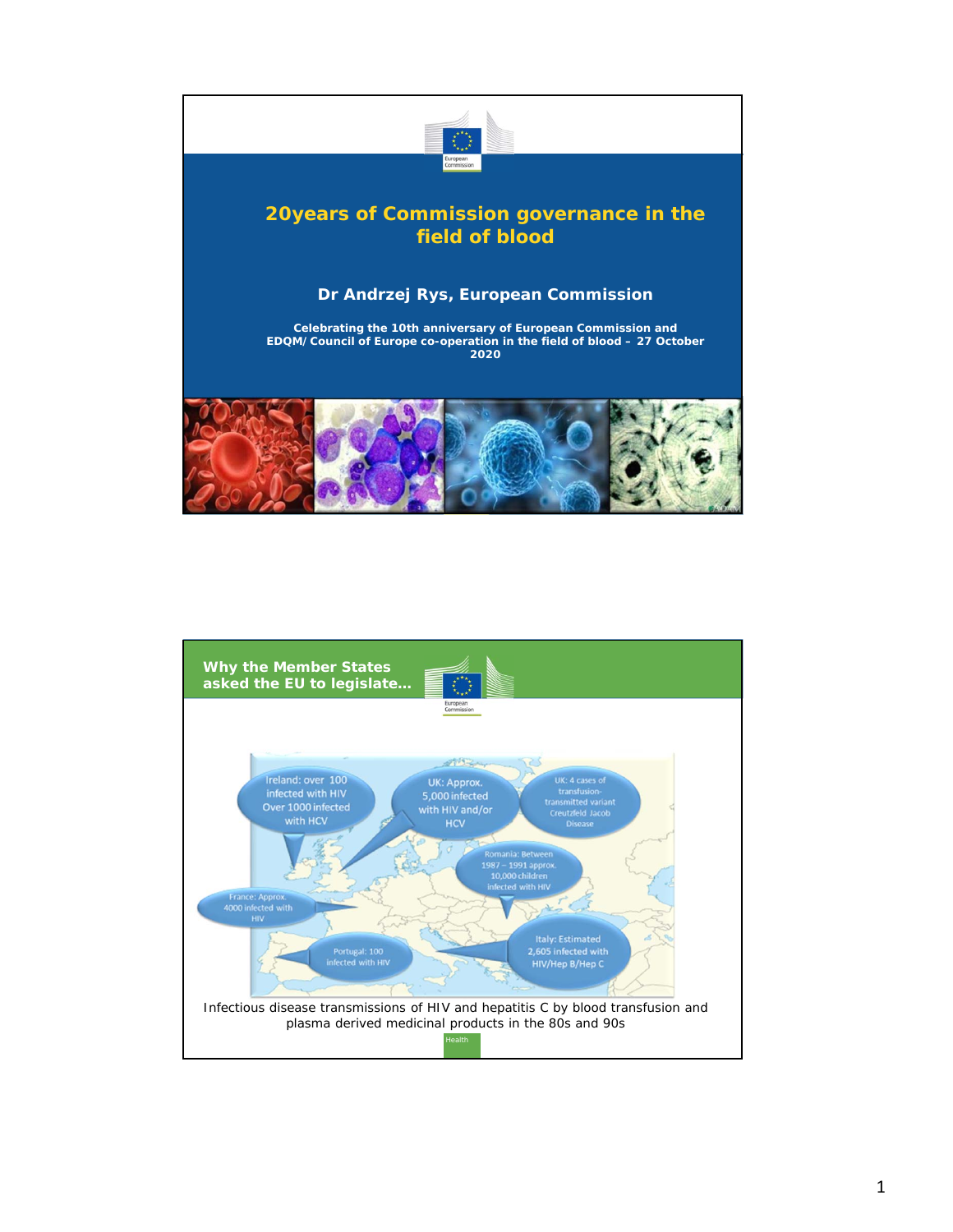# 20years of Commission governance in the field of blood

**Dr Andrzej Rys, European Commission**

**Celebrating the 10th anniversary of European Commission and EDQM/Council of Europe co-operation in the field of blood – 27 October 2020**

---

## Why the Member States asked the EU to legislate…

- Ireland: over 100 infected with HIV. Over 1000 infected with HCV
- UK: Approx. 5,000 infected with HIV and/or HCV
- UK: 4 cases of transfusion-transmitted variant Creutzfeld Jacob Disease
- Romania: Between 1987 – 1991 approx. 10,000 children infected with HIV
- France: Approx. 4000 infected with HIV
- Portugal: 100 infected with HIV
- Italy: Estimated 2,605 infected with HIV/Hep B/Hep C

Infectious disease transmissions of HIV and hepatitis C by blood transfusion and plasma derived medicinal products in the 80s and 90s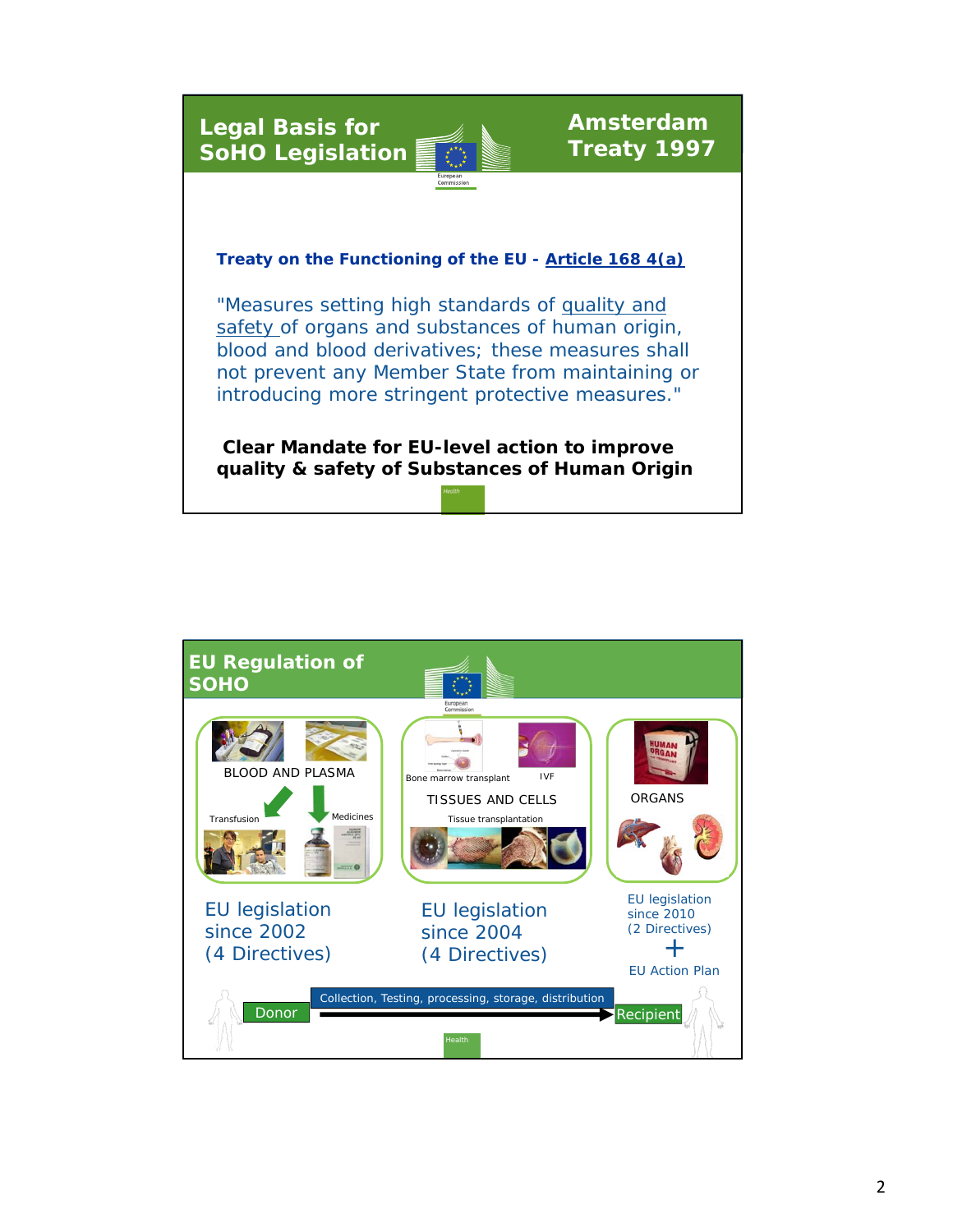## Legal Basis for SoHO Legislation

**Amsterdam Treaty 1997**

**Treaty on the Functioning of the EU - Article 168 4(a)**

"Measures setting high standards of quality and safety of organs and substances of human origin, blood and blood derivatives; these measures shall not prevent any Member State from maintaining or introducing more stringent protective measures."

**Clear Mandate for EU-level action to improve quality & safety of Substances of Human Origin**

## EU Regulation of SOHO

**BLOOD AND PLASMA**

- Transfusion
- Medicines

EU legislation since 2002 (4 Directives)

**TISSUES AND CELLS**

- Bone marrow transplant
- IVF
- Tissue transplantation

EU legislation since 2004 (4 Directives)

**ORGANS**

EU legislation since 2010 (2 Directives) + EU Action Plan

Donor → Collection, Testing, processing, storage, distribution → Recipient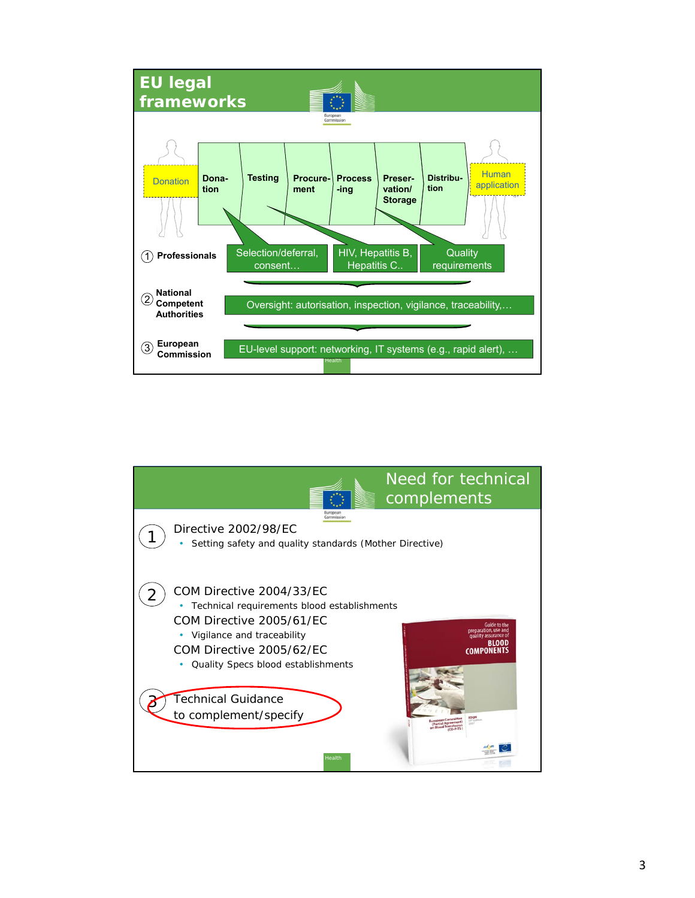## EU legal frameworks

Donation

| Dona-tion | Testing | Procure-ment | Process-ing | Preser-vation/ Storage | Distribu-tion |
|---|---|---|---|---|---|

Human application

① **Professionals** — Selection/deferral, consent… | HIV, Hepatitis B, Hepatitis C.. | Quality requirements

② **National Competent Authorities** — Oversight: autorisation, inspection, vigilance, traceability,…

③ **European Commission** — EU-level support: networking, IT systems (e.g., rapid alert), …

## Need for technical complements

1. Directive 2002/98/EC
   - Setting safety and quality standards (Mother Directive)

2. COM Directive 2004/33/EC
   - Technical requirements blood establishments

   COM Directive 2005/61/EC
   - Vigilance and traceability

   COM Directive 2005/62/EC
   - Quality Specs blood establishments

3. Technical Guidance to complement/specify

Guide to the preparation, use and quality assurance of BLOOD COMPONENTS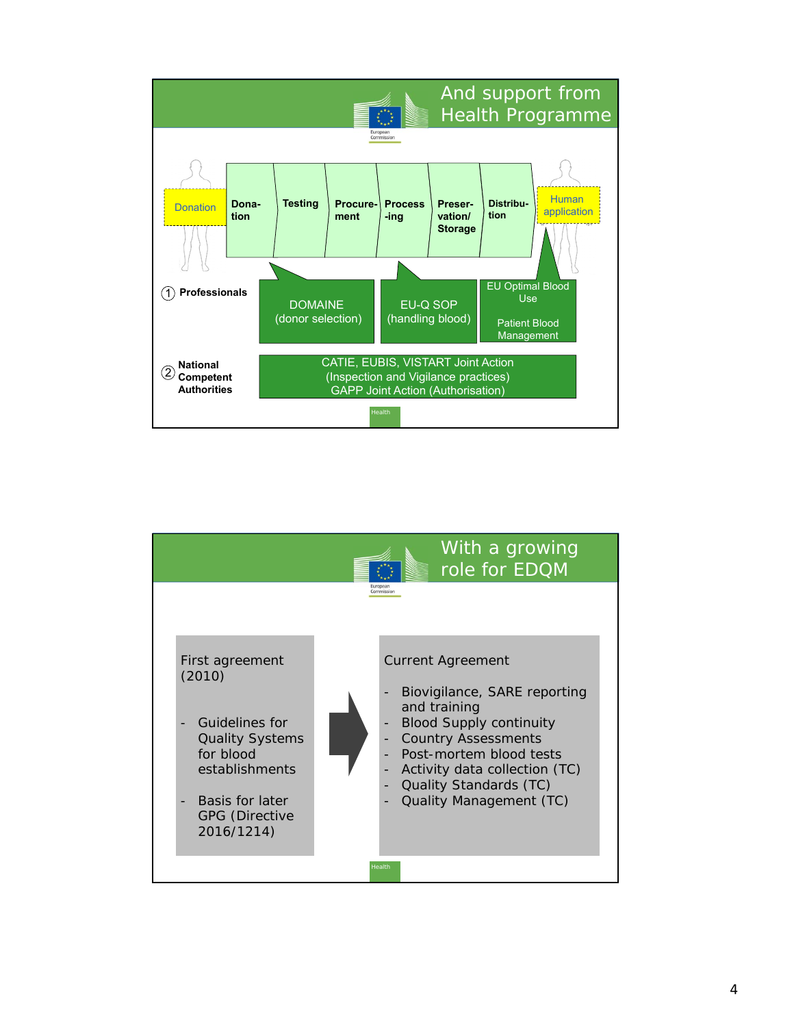## And support from Health Programme

Donation → Dona-tion → Testing → Procure-ment → Process-ing → Preser-vation/ Storage → Distribu-tion → Human application

① **Professionals**

- DOMAINE (donor selection)
- EU-Q SOP (handling blood)
- EU Optimal Blood Use / Patient Blood Management

② **National Competent Authorities**

- CATIE, EUBIS, VISTART Joint Action (Inspection and Vigilance practices)
- GAPP Joint Action (Authorisation)

## With a growing role for EDQM

**First agreement (2010)**

- Guidelines for Quality Systems for blood establishments
- Basis for later GPG (Directive 2016/1214)

**Current Agreement**

- Biovigilance, SARE reporting and training
- Blood Supply continuity
- Country Assessments
- Post-mortem blood tests
- Activity data collection (TC)
- Quality Standards (TC)
- Quality Management (TC)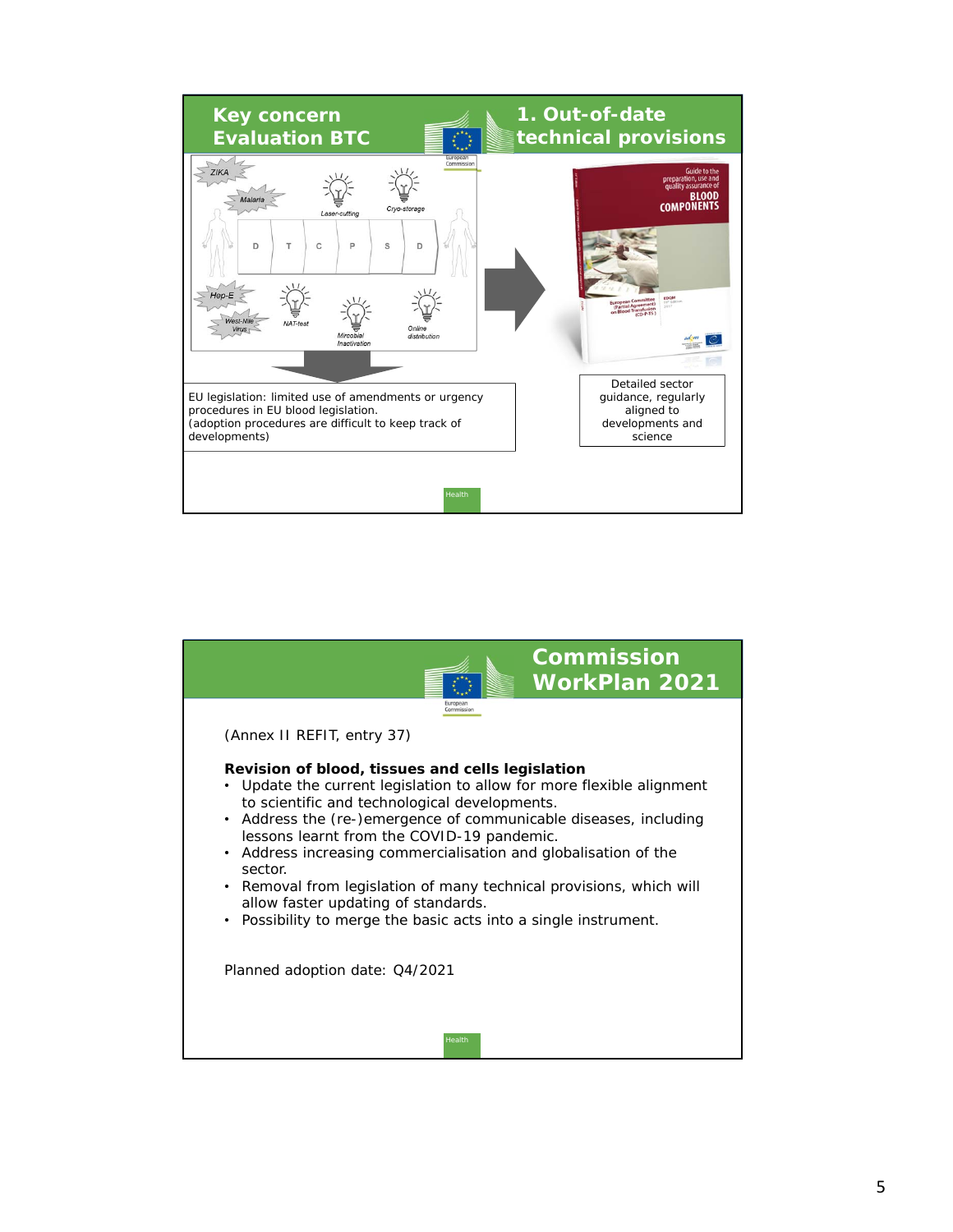## Key concern Evaluation BTC — 1. Out-of-date technical provisions

ZIKA, Malaria, Hep-E, West-Nile Virus

Laser-cutting, Cryo-storage, NAT-test, Microbial Inactivation, Online distribution

D – T – C – P – S – D

EU legislation: limited use of amendments or urgency procedures in EU blood legislation.
(adoption procedures are difficult to keep track of developments)

Guide to the preparation, use and quality assurance of BLOOD COMPONENTS

Detailed sector guidance, regularly aligned to developments and science

Health

## Commission WorkPlan 2021

(Annex II REFIT, entry 37)

**Revision of blood, tissues and cells legislation**

- Update the current legislation to allow for more flexible alignment to scientific and technological developments.
- Address the (re-)emergence of communicable diseases, including lessons learnt from the COVID-19 pandemic.
- Address increasing commercialisation and globalisation of the sector.
- Removal from legislation of many technical provisions, which will allow faster updating of standards.
- Possibility to merge the basic acts into a single instrument.

Planned adoption date: Q4/2021

Health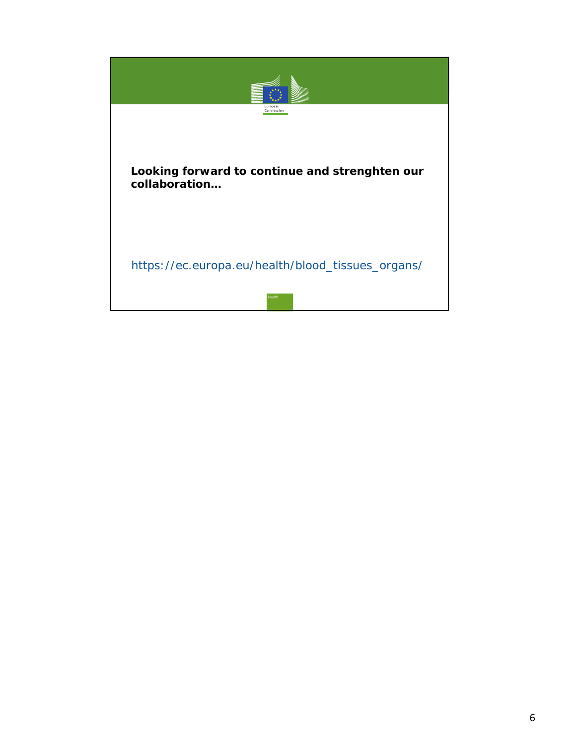**Looking forward to continue and strenghten our collaboration…**

https://ec.europa.eu/health/blood_tissues_organs/